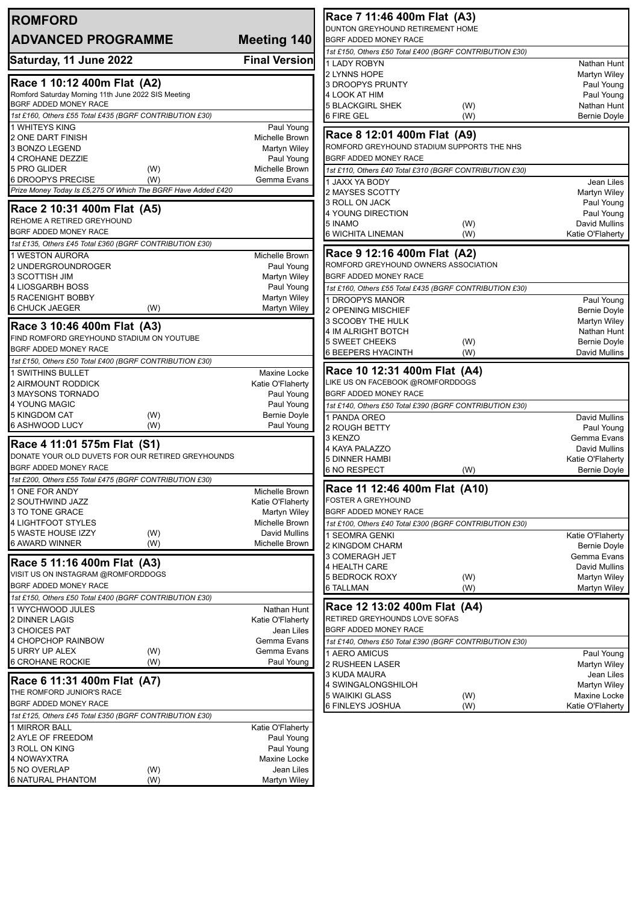# ROMFORD

## ADVANCED PROGRAMME — Meeting 140

**Saturday, 11 June 2022** — **Final Version**

### Race 1 10:12 400m Flat (A2)

Romford Saturday Morning 11th June 2022 SIS Meeting
BGRF ADDED MONEY RACE

*1st £160, Others £55 Total £435 (BGRF CONTRIBUTION £30)*

| Trap / Greyhound | | Trainer |
|---|---|---|
| 1 WHITEYS KING | | Paul Young |
| 2 ONE DART FINISH | | Michelle Brown |
| 3 BONZO LEGEND | | Martyn Wiley |
| 4 CROHANE DEZZIE | | Paul Young |
| 5 PRO GLIDER | (W) | Michelle Brown |
| 6 DROOPYS PRECISE | (W) | Gemma Evans |

*Prize Money Today Is £5,275 Of Which The BGRF Have Added £420*

### Race 2 10:31 400m Flat (A5)

REHOME A RETIRED GREYHOUND
BGRF ADDED MONEY RACE

*1st £135, Others £45 Total £360 (BGRF CONTRIBUTION £30)*

| Trap / Greyhound | | Trainer |
|---|---|---|
| 1 WESTON AURORA | | Michelle Brown |
| 2 UNDERGROUNDROGER | | Paul Young |
| 3 SCOTTISH JIM | | Martyn Wiley |
| 4 LIOSGARBH BOSS | | Paul Young |
| 5 RACENIGHT BOBBY | | Martyn Wiley |
| 6 CHUCK JAEGER | (W) | Martyn Wiley |

### Race 3 10:46 400m Flat (A3)

FIND ROMFORD GREYHOUND STADIUM ON YOUTUBE
BGRF ADDED MONEY RACE

*1st £150, Others £50 Total £400 (BGRF CONTRIBUTION £30)*

| Trap / Greyhound | | Trainer |
|---|---|---|
| 1 SWITHINS BULLET | | Maxine Locke |
| 2 AIRMOUNT RODDICK | | Katie O'Flaherty |
| 3 MAYSONS TORNADO | | Paul Young |
| 4 YOUNG MAGIC | | Paul Young |
| 5 KINGDOM CAT | (W) | Bernie Doyle |
| 6 ASHWOOD LUCY | (W) | Paul Young |

### Race 4 11:01 575m Flat (S1)

DONATE YOUR OLD DUVETS FOR OUR RETIRED GREYHOUNDS
BGRF ADDED MONEY RACE

*1st £200, Others £55 Total £475 (BGRF CONTRIBUTION £30)*

| Trap / Greyhound | | Trainer |
|---|---|---|
| 1 ONE FOR ANDY | | Michelle Brown |
| 2 SOUTHWIND JAZZ | | Katie O'Flaherty |
| 3 TO TONE GRACE | | Martyn Wiley |
| 4 LIGHTFOOT STYLES | | Michelle Brown |
| 5 WASTE HOUSE IZZY | (W) | David Mullins |
| 6 AWARD WINNER | (W) | Michelle Brown |

### Race 5 11:16 400m Flat (A3)

VISIT US ON INSTAGRAM @ROMFORDDOGS
BGRF ADDED MONEY RACE

*1st £150, Others £50 Total £400 (BGRF CONTRIBUTION £30)*

| Trap / Greyhound | | Trainer |
|---|---|---|
| 1 WYCHWOOD JULES | | Nathan Hunt |
| 2 DINNER LAGIS | | Katie O'Flaherty |
| 3 CHOICES PAT | | Jean Liles |
| 4 CHOPCHOP RAINBOW | | Gemma Evans |
| 5 URRY UP ALEX | (W) | Gemma Evans |
| 6 CROHANE ROCKIE | (W) | Paul Young |

### Race 6 11:31 400m Flat (A7)

THE ROMFORD JUNIOR'S RACE
BGRF ADDED MONEY RACE

*1st £125, Others £45 Total £350 (BGRF CONTRIBUTION £30)*

| Trap / Greyhound | | Trainer |
|---|---|---|
| 1 MIRROR BALL | | Katie O'Flaherty |
| 2 AYLE OF FREEDOM | | Paul Young |
| 3 ROLL ON KING | | Paul Young |
| 4 NOWAYXTRA | | Maxine Locke |
| 5 NO OVERLAP | (W) | Jean Liles |
| 6 NATURAL PHANTOM | (W) | Martyn Wiley |

### Race 7 11:46 400m Flat (A3)

DUNTON GREYHOUND RETIREMENT HOME
BGRF ADDED MONEY RACE

*1st £150, Others £50 Total £400 (BGRF CONTRIBUTION £30)*

| Trap / Greyhound | | Trainer |
|---|---|---|
| 1 LADY ROBYN | | Nathan Hunt |
| 2 LYNNS HOPE | | Martyn Wiley |
| 3 DROOPYS PRUNTY | | Paul Young |
| 4 LOOK AT HIM | | Paul Young |
| 5 BLACKGIRL SHEK | (W) | Nathan Hunt |
| 6 FIRE GEL | (W) | Bernie Doyle |

### Race 8 12:01 400m Flat (A9)

ROMFORD GREYHOUND STADIUM SUPPORTS THE NHS
BGRF ADDED MONEY RACE

*1st £110, Others £40 Total £310 (BGRF CONTRIBUTION £30)*

| Trap / Greyhound | | Trainer |
|---|---|---|
| 1 JAXX YA BODY | | Jean Liles |
| 2 MAYSES SCOTTY | | Martyn Wiley |
| 3 ROLL ON JACK | | Paul Young |
| 4 YOUNG DIRECTION | | Paul Young |
| 5 INAMO | (W) | David Mullins |
| 6 WICHITA LINEMAN | (W) | Katie O'Flaherty |

### Race 9 12:16 400m Flat (A2)

ROMFORD GREYHOUND OWNERS ASSOCIATION
BGRF ADDED MONEY RACE

*1st £160, Others £55 Total £435 (BGRF CONTRIBUTION £30)*

| Trap / Greyhound | | Trainer |
|---|---|---|
| 1 DROOPYS MANOR | | Paul Young |
| 2 OPENING MISCHIEF | | Bernie Doyle |
| 3 SCOOBY THE HULK | | Martyn Wiley |
| 4 IM ALRIGHT BOTCH | | Nathan Hunt |
| 5 SWEET CHEEKS | (W) | Bernie Doyle |
| 6 BEEPERS HYACINTH | (W) | David Mullins |

### Race 10 12:31 400m Flat (A4)

LIKE US ON FACEBOOK @ROMFORDDOGS
BGRF ADDED MONEY RACE

*1st £140, Others £50 Total £390 (BGRF CONTRIBUTION £30)*

| Trap / Greyhound | | Trainer |
|---|---|---|
| 1 PANDA OREO | | David Mullins |
| 2 ROUGH BETTY | | Paul Young |
| 3 KENZO | | Gemma Evans |
| 4 KAYA PALAZZO | | David Mullins |
| 5 DINNER HAMBI | | Katie O'Flaherty |
| 6 NO RESPECT | (W) | Bernie Doyle |

### Race 11 12:46 400m Flat (A10)

FOSTER A GREYHOUND
BGRF ADDED MONEY RACE

*1st £100, Others £40 Total £300 (BGRF CONTRIBUTION £30)*

| Trap / Greyhound | | Trainer |
|---|---|---|
| 1 SEOMRA GENKI | | Katie O'Flaherty |
| 2 KINGDOM CHARM | | Bernie Doyle |
| 3 COMERAGH JET | | Gemma Evans |
| 4 HEALTH CARE | | David Mullins |
| 5 BEDROCK ROXY | (W) | Martyn Wiley |
| 6 TALLMAN | (W) | Martyn Wiley |

### Race 12 13:02 400m Flat (A4)

RETIRED GREYHOUNDS LOVE SOFAS
BGRF ADDED MONEY RACE

*1st £140, Others £50 Total £390 (BGRF CONTRIBUTION £30)*

| Trap / Greyhound | | Trainer |
|---|---|---|
| 1 AERO AMICUS | | Paul Young |
| 2 RUSHEEN LASER | | Martyn Wiley |
| 3 KUDA MAURA | | Jean Liles |
| 4 SWINGALONGSHILOH | | Martyn Wiley |
| 5 WAIKIKI GLASS | (W) | Maxine Locke |
| 6 FINLEYS JOSHUA | (W) | Katie O'Flaherty |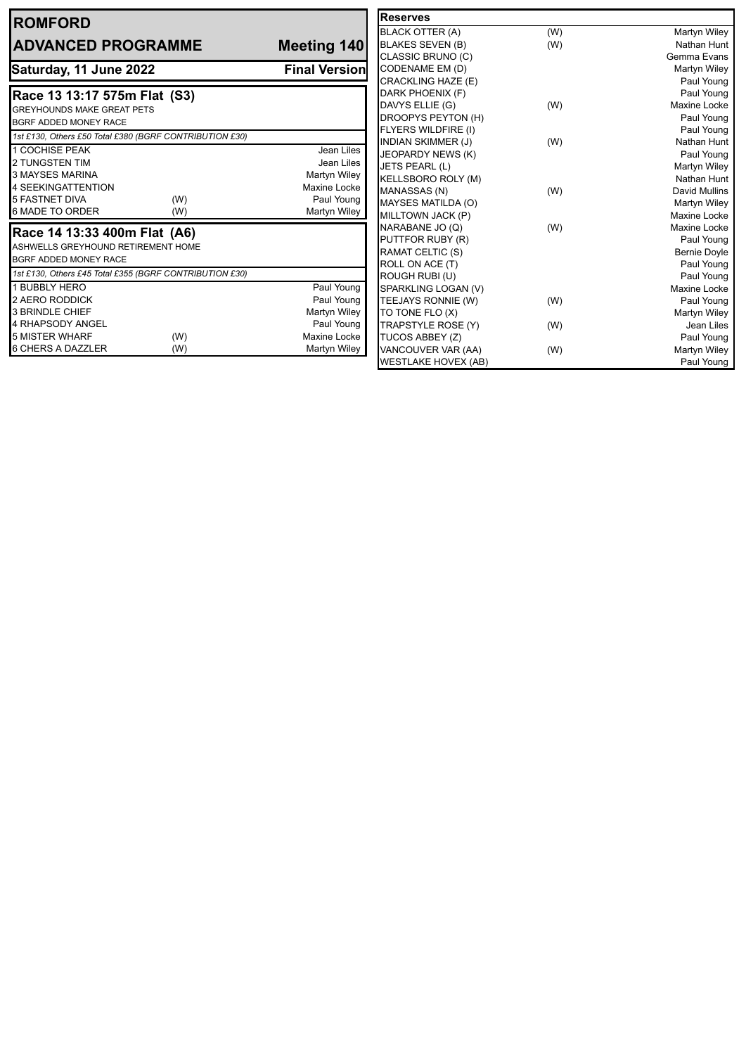# ROMFORD

## ADVANCED PROGRAMME — Meeting 140

**Saturday, 11 June 2022 — Final Version**

### Race 13 13:17 575m Flat (S3)

GREYHOUNDS MAKE GREAT PETS

BGRF ADDED MONEY RACE

*1st £130, Others £50 Total £380 (BGRF CONTRIBUTION £30)*

| | | |
|---|---|---|
| 1 COCHISE PEAK | | Jean Liles |
| 2 TUNGSTEN TIM | | Jean Liles |
| 3 MAYSES MARINA | | Martyn Wiley |
| 4 SEEKINGATTENTION | | Maxine Locke |
| 5 FASTNET DIVA | (W) | Paul Young |
| 6 MADE TO ORDER | (W) | Martyn Wiley |

### Race 14 13:33 400m Flat (A6)

ASHWELLS GREYHOUND RETIREMENT HOME

BGRF ADDED MONEY RACE

*1st £130, Others £45 Total £355 (BGRF CONTRIBUTION £30)*

| | | |
|---|---|---|
| 1 BUBBLY HERO | | Paul Young |
| 2 AERO RODDICK | | Paul Young |
| 3 BRINDLE CHIEF | | Martyn Wiley |
| 4 RHAPSODY ANGEL | | Paul Young |
| 5 MISTER WHARF | (W) | Maxine Locke |
| 6 CHERS A DAZZLER | (W) | Martyn Wiley |

### Reserves

| | | |
|---|---|---|
| BLACK OTTER (A) | (W) | Martyn Wiley |
| BLAKES SEVEN (B) | (W) | Nathan Hunt |
| CLASSIC BRUNO (C) | | Gemma Evans |
| CODENAME EM (D) | | Martyn Wiley |
| CRACKLING HAZE (E) | | Paul Young |
| DARK PHOENIX (F) | | Paul Young |
| DAVYS ELLIE (G) | (W) | Maxine Locke |
| DROOPYS PEYTON (H) | | Paul Young |
| FLYERS WILDFIRE (I) | | Paul Young |
| INDIAN SKIMMER (J) | (W) | Nathan Hunt |
| JEOPARDY NEWS (K) | | Paul Young |
| JETS PEARL (L) | | Martyn Wiley |
| KELLSBORO ROLY (M) | | Nathan Hunt |
| MANASSAS (N) | (W) | David Mullins |
| MAYSES MATILDA (O) | | Martyn Wiley |
| MILLTOWN JACK (P) | | Maxine Locke |
| NARABANE JO (Q) | (W) | Maxine Locke |
| PUTTFOR RUBY (R) | | Paul Young |
| RAMAT CELTIC (S) | | Bernie Doyle |
| ROLL ON ACE (T) | | Paul Young |
| ROUGH RUBI (U) | | Paul Young |
| SPARKLING LOGAN (V) | | Maxine Locke |
| TEEJAYS RONNIE (W) | (W) | Paul Young |
| TO TONE FLO (X) | | Martyn Wiley |
| TRAPSTYLE ROSE (Y) | (W) | Jean Liles |
| TUCOS ABBEY (Z) | | Paul Young |
| VANCOUVER VAR (AA) | (W) | Martyn Wiley |
| WESTLAKE HOVEX (AB) | | Paul Young |